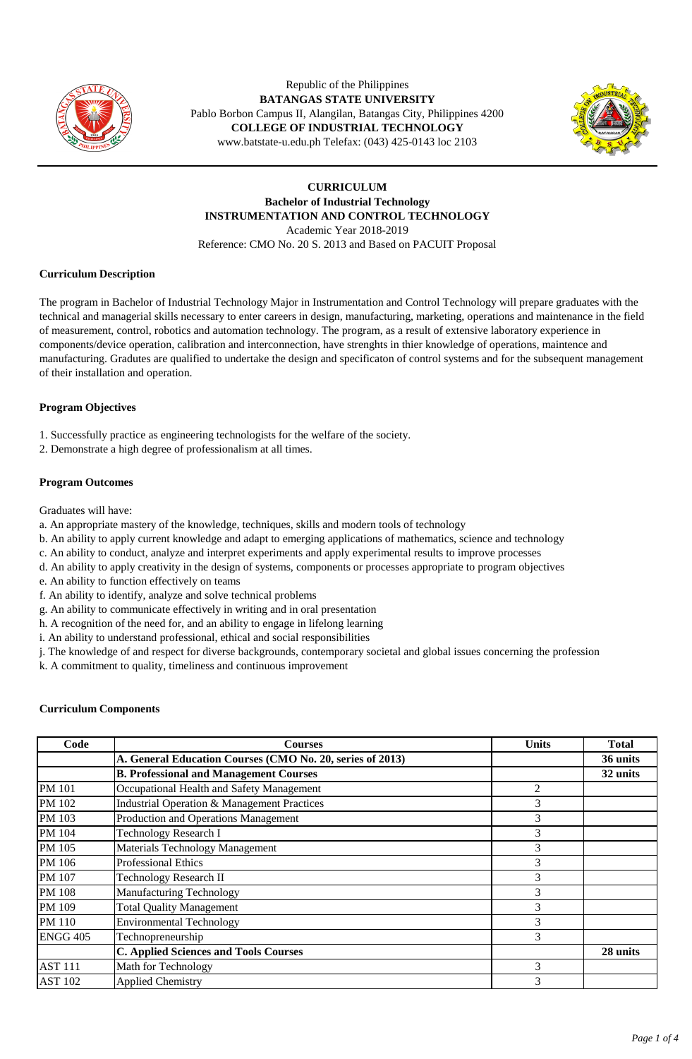Republic of the Philippines
**BATANGAS STATE UNIVERSITY**
Pablo Borbon Campus II, Alangilan, Batangas City, Philippines 4200
**COLLEGE OF INDUSTRIAL TECHNOLOGY**
www.batstate-u.edu.ph Telefax: (043) 425-0143 loc 2103

**CURRICULUM**
**Bachelor of Industrial Technology**
**INSTRUMENTATION AND CONTROL TECHNOLOGY**
Academic Year 2018-2019
Reference: CMO No. 20 S. 2013 and Based on PACUIT Proposal

### Curriculum Description

The program in Bachelor of Industrial Technology Major in Instrumentation and Control Technology will prepare graduates with the technical and managerial skills necessary to enter careers in design, manufacturing, marketing, operations and maintenance in the field of measurement, control, robotics and automation technology. The program, as a result of extensive laboratory experience in components/device operation, calibration and interconnection, have strenghts in thier knowledge of operations, maintence and manufacturing. Gradutes are qualified to undertake the design and specificaton of control systems and for the subsequent management of their installation and operation.

### Program Objectives

1. Successfully practice as engineering technologists for the welfare of the society.
2. Demonstrate a high degree of professionalism at all times.

### Program Outcomes

Graduates will have:

a. An appropriate mastery of the knowledge, techniques, skills and modern tools of technology
b. An ability to apply current knowledge and adapt to emerging applications of mathematics, science and technology
c. An ability to conduct, analyze and interpret experiments and apply experimental results to improve processes
d. An ability to apply creativity in the design of systems, components or processes appropriate to program objectives
e. An ability to function effectively on teams
f. An ability to identify, analyze and solve technical problems
g. An ability to communicate effectively in writing and in oral presentation
h. A recognition of the need for, and an ability to engage in lifelong learning
i. An ability to understand professional, ethical and social responsibilities
j. The knowledge of and respect for diverse backgrounds, contemporary societal and global issues concerning the profession
k. A commitment to quality, timeliness and continuous improvement

### Curriculum Components

| Code | Courses | Units | Total |
|---|---|---|---|
| | **A. General Education Courses (CMO No. 20, series of 2013)** | | **36 units** |
| | **B. Professional and Management Courses** | | **32 units** |
| PM 101 | Occupational Health and Safety Management | 2 | |
| PM 102 | Industrial Operation & Management Practices | 3 | |
| PM 103 | Production and Operations Management | 3 | |
| PM 104 | Technology Research I | 3 | |
| PM 105 | Materials Technology Management | 3 | |
| PM 106 | Professional Ethics | 3 | |
| PM 107 | Technology Research II | 3 | |
| PM 108 | Manufacturing Technology | 3 | |
| PM 109 | Total Quality Management | 3 | |
| PM 110 | Environmental Technology | 3 | |
| ENGG 405 | Technopreneurship | 3 | |
| | **C. Applied Sciences and Tools Courses** | | **28 units** |
| AST 111 | Math for Technology | 3 | |
| AST 102 | Applied Chemistry | 3 | |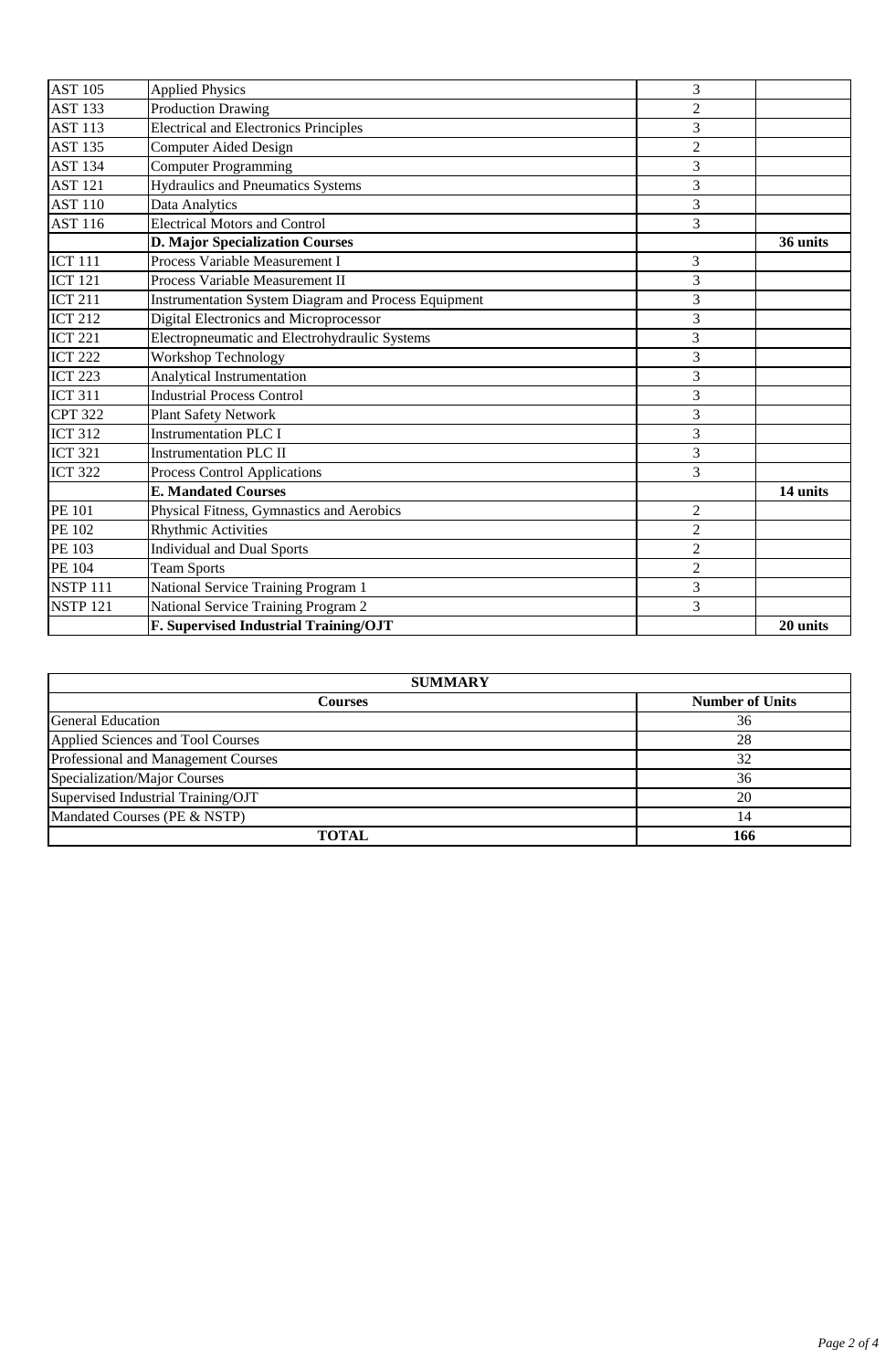| | | | |
|---|---|---|---|
| AST 105 | Applied Physics | 3 | |
| AST 133 | Production Drawing | 2 | |
| AST 113 | Electrical and Electronics Principles | 3 | |
| AST 135 | Computer Aided Design | 2 | |
| AST 134 | Computer Programming | 3 | |
| AST 121 | Hydraulics and Pneumatics Systems | 3 | |
| AST 110 | Data Analytics | 3 | |
| AST 116 | Electrical Motors and Control | 3 | |
| | **D. Major Specialization Courses** | | **36 units** |
| ICT 111 | Process Variable Measurement I | 3 | |
| ICT 121 | Process Variable Measurement II | 3 | |
| ICT 211 | Instrumentation System Diagram and Process Equipment | 3 | |
| ICT 212 | Digital Electronics and Microprocessor | 3 | |
| ICT 221 | Electropneumatic and Electrohydraulic Systems | 3 | |
| ICT 222 | Workshop Technology | 3 | |
| ICT 223 | Analytical Instrumentation | 3 | |
| ICT 311 | Industrial Process Control | 3 | |
| CPT 322 | Plant Safety Network | 3 | |
| ICT 312 | Instrumentation PLC I | 3 | |
| ICT 321 | Instrumentation PLC II | 3 | |
| ICT 322 | Process Control Applications | 3 | |
| | **E. Mandated Courses** | | **14 units** |
| PE 101 | Physical Fitness, Gymnastics and Aerobics | 2 | |
| PE 102 | Rhythmic Activities | 2 | |
| PE 103 | Individual and Dual Sports | 2 | |
| PE 104 | Team Sports | 2 | |
| NSTP 111 | National Service Training Program 1 | 3 | |
| NSTP 121 | National Service Training Program 2 | 3 | |
| | **F. Supervised Industrial Training/OJT** | | **20 units** |

| **SUMMARY** | |
|---|---|
| **Courses** | **Number of Units** |
| General Education | 36 |
| Applied Sciences and Tool Courses | 28 |
| Professional and Management Courses | 32 |
| Specialization/Major Courses | 36 |
| Supervised Industrial Training/OJT | 20 |
| Mandated Courses (PE & NSTP) | 14 |
| **TOTAL** | **166** |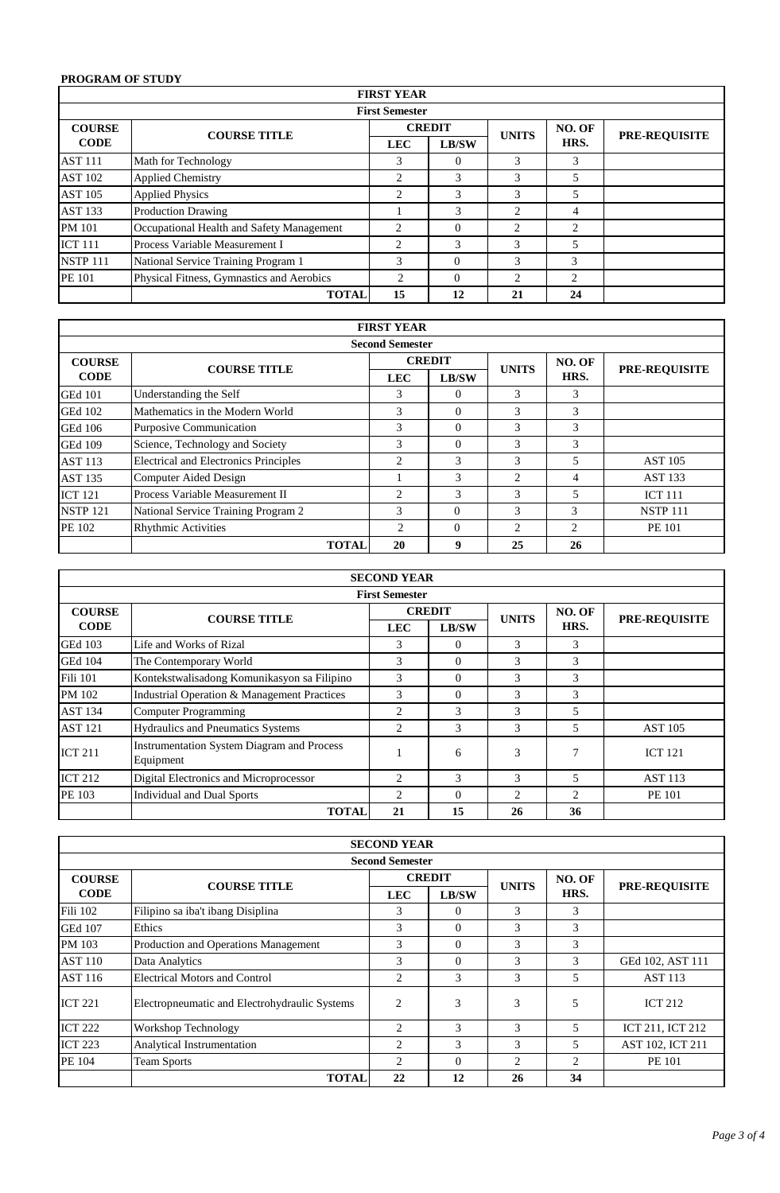**PROGRAM OF STUDY**

| FIRST YEAR | | | | | | |
|---|---|---|---|---|---|---|
| **First Semester** | | | | | | |
| **COURSE CODE** | **COURSE TITLE** | **CREDIT** | | **UNITS** | **NO. OF HRS.** | **PRE-REQUISITE** |
| | | **LEC** | **LB/SW** | | | |
| AST 111 | Math for Technology | 3 | 0 | 3 | 3 | |
| AST 102 | Applied Chemistry | 2 | 3 | 3 | 5 | |
| AST 105 | Applied Physics | 2 | 3 | 3 | 5 | |
| AST 133 | Production Drawing | 1 | 3 | 2 | 4 | |
| PM 101 | Occupational Health and Safety Management | 2 | 0 | 2 | 2 | |
| ICT 111 | Process Variable Measurement I | 2 | 3 | 3 | 5 | |
| NSTP 111 | National Service Training Program 1 | 3 | 0 | 3 | 3 | |
| PE 101 | Physical Fitness, Gymnastics and Aerobics | 2 | 0 | 2 | 2 | |
| | **TOTAL** | **15** | **12** | **21** | **24** | |

| FIRST YEAR | | | | | | |
|---|---|---|---|---|---|---|
| **Second Semester** | | | | | | |
| **COURSE CODE** | **COURSE TITLE** | **CREDIT** | | **UNITS** | **NO. OF HRS.** | **PRE-REQUISITE** |
| | | **LEC** | **LB/SW** | | | |
| GEd 101 | Understanding the Self | 3 | 0 | 3 | 3 | |
| GEd 102 | Mathematics in the Modern World | 3 | 0 | 3 | 3 | |
| GEd 106 | Purposive Communication | 3 | 0 | 3 | 3 | |
| GEd 109 | Science, Technology and Society | 3 | 0 | 3 | 3 | |
| AST 113 | Electrical and Electronics Principles | 2 | 3 | 3 | 5 | AST 105 |
| AST 135 | Computer Aided Design | 1 | 3 | 2 | 4 | AST 133 |
| ICT 121 | Process Variable Measurement II | 2 | 3 | 3 | 5 | ICT 111 |
| NSTP 121 | National Service Training Program 2 | 3 | 0 | 3 | 3 | NSTP 111 |
| PE 102 | Rhythmic Activities | 2 | 0 | 2 | 2 | PE 101 |
| | **TOTAL** | **20** | **9** | **25** | **26** | |

| SECOND YEAR | | | | | | |
|---|---|---|---|---|---|---|
| **First Semester** | | | | | | |
| **COURSE CODE** | **COURSE TITLE** | **CREDIT** | | **UNITS** | **NO. OF HRS.** | **PRE-REQUISITE** |
| | | **LEC** | **LB/SW** | | | |
| GEd 103 | Life and Works of Rizal | 3 | 0 | 3 | 3 | |
| GEd 104 | The Contemporary World | 3 | 0 | 3 | 3 | |
| Fili 101 | Kontekstwalisadong Komunikasyon sa Filipino | 3 | 0 | 3 | 3 | |
| PM 102 | Industrial Operation & Management Practices | 3 | 0 | 3 | 3 | |
| AST 134 | Computer Programming | 2 | 3 | 3 | 5 | |
| AST 121 | Hydraulics and Pneumatics Systems | 2 | 3 | 3 | 5 | AST 105 |
| ICT 211 | Instrumentation System Diagram and Process Equipment | 1 | 6 | 3 | 7 | ICT 121 |
| ICT 212 | Digital Electronics and Microprocessor | 2 | 3 | 3 | 5 | AST 113 |
| PE 103 | Individual and Dual Sports | 2 | 0 | 2 | 2 | PE 101 |
| | **TOTAL** | **21** | **15** | **26** | **36** | |

| SECOND YEAR | | | | | | |
|---|---|---|---|---|---|---|
| **Second Semester** | | | | | | |
| **COURSE CODE** | **COURSE TITLE** | **CREDIT** | | **UNITS** | **NO. OF HRS.** | **PRE-REQUISITE** |
| | | **LEC** | **LB/SW** | | | |
| Fili 102 | Filipino sa iba't ibang Disiplina | 3 | 0 | 3 | 3 | |
| GEd 107 | Ethics | 3 | 0 | 3 | 3 | |
| PM 103 | Production and Operations Management | 3 | 0 | 3 | 3 | |
| AST 110 | Data Analytics | 3 | 0 | 3 | 3 | GEd 102, AST 111 |
| AST 116 | Electrical Motors and Control | 2 | 3 | 3 | 5 | AST 113 |
| ICT 221 | Electropneumatic and Electrohydraulic Systems | 2 | 3 | 3 | 5 | ICT 212 |
| ICT 222 | Workshop Technology | 2 | 3 | 3 | 5 | ICT 211, ICT 212 |
| ICT 223 | Analytical Instrumentation | 2 | 3 | 3 | 5 | AST 102, ICT 211 |
| PE 104 | Team Sports | 2 | 0 | 2 | 2 | PE 101 |
| | **TOTAL** | **22** | **12** | **26** | **34** | |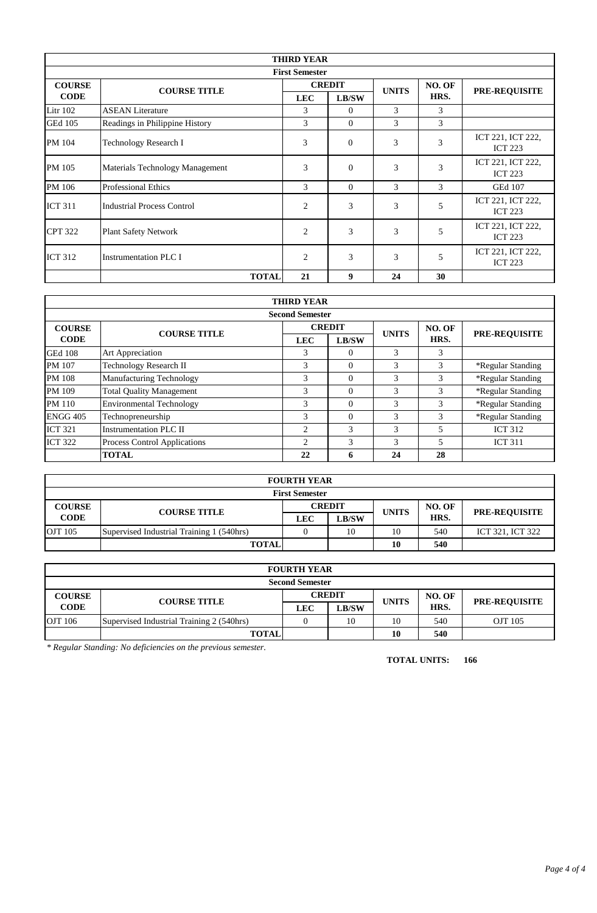| THIRD YEAR | | | | | | |
|---|---|---|---|---|---|---|
| First Semester | | | | | | |
| COURSE CODE | COURSE TITLE | CREDIT | | UNITS | NO. OF HRS. | PRE-REQUISITE |
| | | LEC | LB/SW | | | |
| Litr 102 | ASEAN Literature | 3 | 0 | 3 | 3 | |
| GEd 105 | Readings in Philippine History | 3 | 0 | 3 | 3 | |
| PM 104 | Technology Research I | 3 | 0 | 3 | 3 | ICT 221, ICT 222, ICT 223 |
| PM 105 | Materials Technology Management | 3 | 0 | 3 | 3 | ICT 221, ICT 222, ICT 223 |
| PM 106 | Professional Ethics | 3 | 0 | 3 | 3 | GEd 107 |
| ICT 311 | Industrial Process Control | 2 | 3 | 3 | 5 | ICT 221, ICT 222, ICT 223 |
| CPT 322 | Plant Safety Network | 2 | 3 | 3 | 5 | ICT 221, ICT 222, ICT 223 |
| ICT 312 | Instrumentation PLC I | 2 | 3 | 3 | 5 | ICT 221, ICT 222, ICT 223 |
| | **TOTAL** | **21** | **9** | **24** | **30** | |

| THIRD YEAR | | | | | | |
|---|---|---|---|---|---|---|
| Second Semester | | | | | | |
| COURSE CODE | COURSE TITLE | CREDIT | | UNITS | NO. OF HRS. | PRE-REQUISITE |
| | | LEC | LB/SW | | | |
| GEd 108 | Art Appreciation | 3 | 0 | 3 | 3 | |
| PM 107 | Technology Research II | 3 | 0 | 3 | 3 | *Regular Standing |
| PM 108 | Manufacturing Technology | 3 | 0 | 3 | 3 | *Regular Standing |
| PM 109 | Total Quality Management | 3 | 0 | 3 | 3 | *Regular Standing |
| PM 110 | Environmental Technology | 3 | 0 | 3 | 3 | *Regular Standing |
| ENGG 405 | Technopreneurship | 3 | 0 | 3 | 3 | *Regular Standing |
| ICT 321 | Instrumentation PLC II | 2 | 3 | 3 | 5 | ICT 312 |
| ICT 322 | Process Control Applications | 2 | 3 | 3 | 5 | ICT 311 |
| | **TOTAL** | **22** | **6** | **24** | **28** | |

| FOURTH YEAR | | | | | | |
|---|---|---|---|---|---|---|
| First Semester | | | | | | |
| COURSE CODE | COURSE TITLE | CREDIT | | UNITS | NO. OF HRS. | PRE-REQUISITE |
| | | LEC | LB/SW | | | |
| OJT 105 | Supervised Industrial Training 1 (540hrs) | 0 | 10 | 10 | 540 | ICT 321, ICT 322 |
| | **TOTAL** | | | **10** | **540** | |

| FOURTH YEAR | | | | | | |
|---|---|---|---|---|---|---|
| Second Semester | | | | | | |
| COURSE CODE | COURSE TITLE | CREDIT | | UNITS | NO. OF HRS. | PRE-REQUISITE |
| | | LEC | LB/SW | | | |
| OJT 106 | Supervised Industrial Training 2 (540hrs) | 0 | 10 | 10 | 540 | OJT 105 |
| | **TOTAL** | | | **10** | **540** | |

*\* Regular Standing: No deficiencies on the previous semester.*

**TOTAL UNITS: 166**